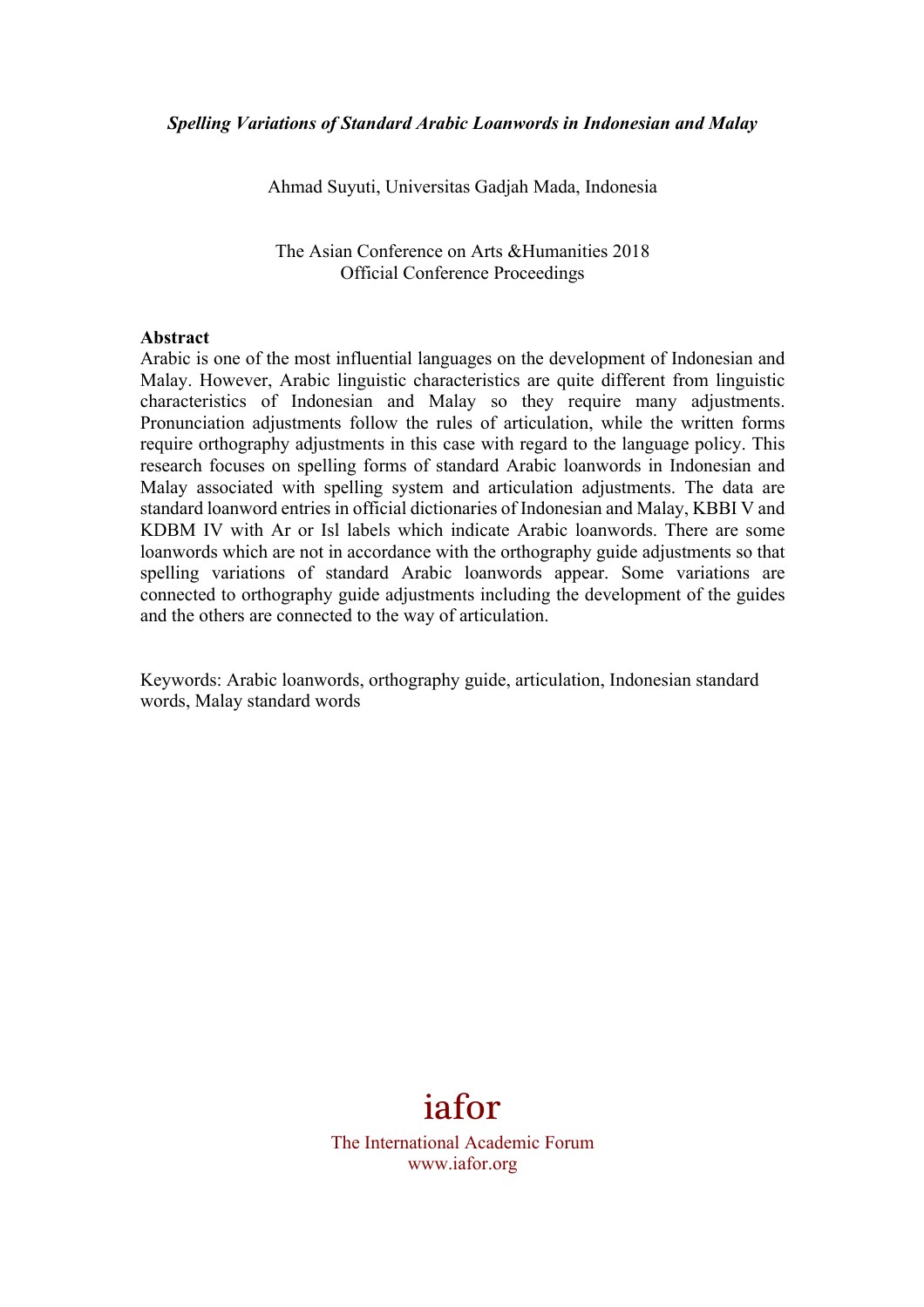***Spelling Variations of Standard Arabic Loanwords in Indonesian and Malay***

Ahmad Suyuti, Universitas Gadjah Mada, Indonesia

The Asian Conference on Arts &Humanities 2018
Official Conference Proceedings

**Abstract**

Arabic is one of the most influential languages on the development of Indonesian and Malay. However, Arabic linguistic characteristics are quite different from linguistic characteristics of Indonesian and Malay so they require many adjustments. Pronunciation adjustments follow the rules of articulation, while the written forms require orthography adjustments in this case with regard to the language policy. This research focuses on spelling forms of standard Arabic loanwords in Indonesian and Malay associated with spelling system and articulation adjustments. The data are standard loanword entries in official dictionaries of Indonesian and Malay, KBBI V and KDBM IV with Ar or Isl labels which indicate Arabic loanwords. There are some loanwords which are not in accordance with the orthography guide adjustments so that spelling variations of standard Arabic loanwords appear. Some variations are connected to orthography guide adjustments including the development of the guides and the others are connected to the way of articulation.

Keywords: Arabic loanwords, orthography guide, articulation, Indonesian standard words, Malay standard words

iafor

The International Academic Forum
www.iafor.org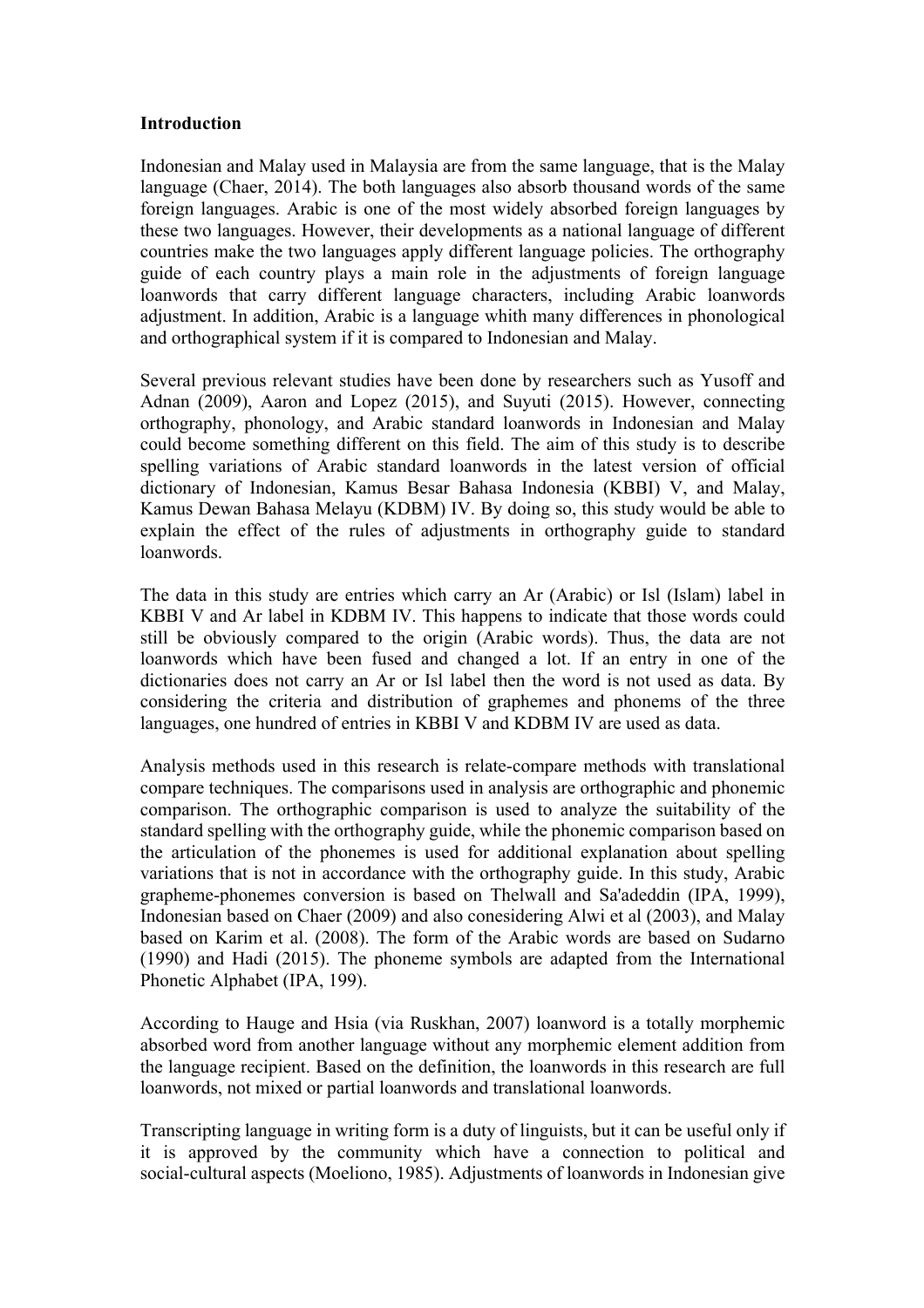**Introduction**

Indonesian and Malay used in Malaysia are from the same language, that is the Malay language (Chaer, 2014). The both languages also absorb thousand words of the same foreign languages. Arabic is one of the most widely absorbed foreign languages by these two languages. However, their developments as a national language of different countries make the two languages apply different language policies. The orthography guide of each country plays a main role in the adjustments of foreign language loanwords that carry different language characters, including Arabic loanwords adjustment. In addition, Arabic is a language whith many differences in phonological and orthographical system if it is compared to Indonesian and Malay.

Several previous relevant studies have been done by researchers such as Yusoff and Adnan (2009), Aaron and Lopez (2015), and Suyuti (2015). However, connecting orthography, phonology, and Arabic standard loanwords in Indonesian and Malay could become something different on this field. The aim of this study is to describe spelling variations of Arabic standard loanwords in the latest version of official dictionary of Indonesian, Kamus Besar Bahasa Indonesia (KBBI) V, and Malay, Kamus Dewan Bahasa Melayu (KDBM) IV. By doing so, this study would be able to explain the effect of the rules of adjustments in orthography guide to standard loanwords.

The data in this study are entries which carry an Ar (Arabic) or Isl (Islam) label in KBBI V and Ar label in KDBM IV. This happens to indicate that those words could still be obviously compared to the origin (Arabic words). Thus, the data are not loanwords which have been fused and changed a lot. If an entry in one of the dictionaries does not carry an Ar or Isl label then the word is not used as data. By considering the criteria and distribution of graphemes and phonems of the three languages, one hundred of entries in KBBI V and KDBM IV are used as data.

Analysis methods used in this research is relate-compare methods with translational compare techniques. The comparisons used in analysis are orthographic and phonemic comparison. The orthographic comparison is used to analyze the suitability of the standard spelling with the orthography guide, while the phonemic comparison based on the articulation of the phonemes is used for additional explanation about spelling variations that is not in accordance with the orthography guide. In this study, Arabic grapheme-phonemes conversion is based on Thelwall and Sa'adeddin (IPA, 1999), Indonesian based on Chaer (2009) and also conesidering Alwi et al (2003), and Malay based on Karim et al. (2008). The form of the Arabic words are based on Sudarno (1990) and Hadi (2015). The phoneme symbols are adapted from the International Phonetic Alphabet (IPA, 199).

According to Hauge and Hsia (via Ruskhan, 2007) loanword is a totally morphemic absorbed word from another language without any morphemic element addition from the language recipient. Based on the definition, the loanwords in this research are full loanwords, not mixed or partial loanwords and translational loanwords.

Transcripting language in writing form is a duty of linguists, but it can be useful only if it is approved by the community which have a connection to political and social-cultural aspects (Moeliono, 1985). Adjustments of loanwords in Indonesian give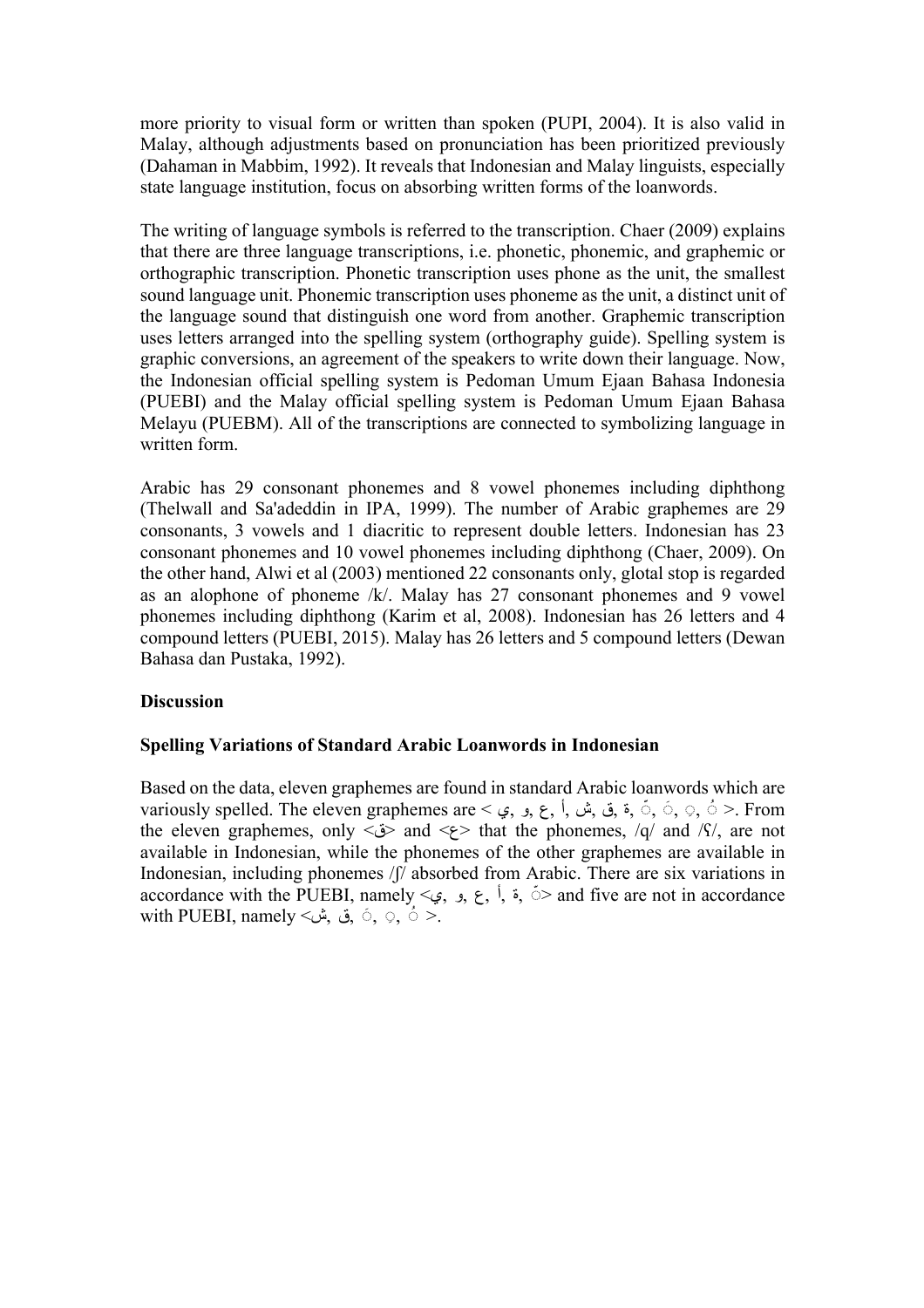more priority to visual form or written than spoken (PUPI, 2004). It is also valid in Malay, although adjustments based on pronunciation has been prioritized previously (Dahaman in Mabbim, 1992). It reveals that Indonesian and Malay linguists, especially state language institution, focus on absorbing written forms of the loanwords.

The writing of language symbols is referred to the transcription. Chaer (2009) explains that there are three language transcriptions, i.e. phonetic, phonemic, and graphemic or orthographic transcription. Phonetic transcription uses phone as the unit, the smallest sound language unit. Phonemic transcription uses phoneme as the unit, a distinct unit of the language sound that distinguish one word from another. Graphemic transcription uses letters arranged into the spelling system (orthography guide). Spelling system is graphic conversions, an agreement of the speakers to write down their language. Now, the Indonesian official spelling system is Pedoman Umum Ejaan Bahasa Indonesia (PUEBI) and the Malay official spelling system is Pedoman Umum Ejaan Bahasa Melayu (PUEBM). All of the transcriptions are connected to symbolizing language in written form.

Arabic has 29 consonant phonemes and 8 vowel phonemes including diphthong (Thelwall and Sa'adeddin in IPA, 1999). The number of Arabic graphemes are 29 consonants, 3 vowels and 1 diacritic to represent double letters. Indonesian has 23 consonant phonemes and 10 vowel phonemes including diphthong (Chaer, 2009). On the other hand, Alwi et al (2003) mentioned 22 consonants only, glotal stop is regarded as an alophone of phoneme /k/. Malay has 27 consonant phonemes and 9 vowel phonemes including diphthong (Karim et al, 2008). Indonesian has 26 letters and 4 compound letters (PUEBI, 2015). Malay has 26 letters and 5 compound letters (Dewan Bahasa dan Pustaka, 1992).

## Discussion

### Spelling Variations of Standard Arabic Loanwords in Indonesian

Based on the data, eleven graphemes are found in standard Arabic loanwords which are variously spelled. The eleven graphemes are < ي, و, ع, أ, ش, ق, ة, ّ, َ, ِ, ُ >. From the eleven graphemes, only <ق> and <ع> that the phonemes, /q/ and /ʕ/, are not available in Indonesian, while the phonemes of the other graphemes are available in Indonesian, including phonemes /ʃ/ absorbed from Arabic. There are six variations in accordance with the PUEBI, namely <ي, و, ع, أ, ة, ّ> and five are not in accordance with PUEBI, namely <ش, ق, َ, ِ, ُ >.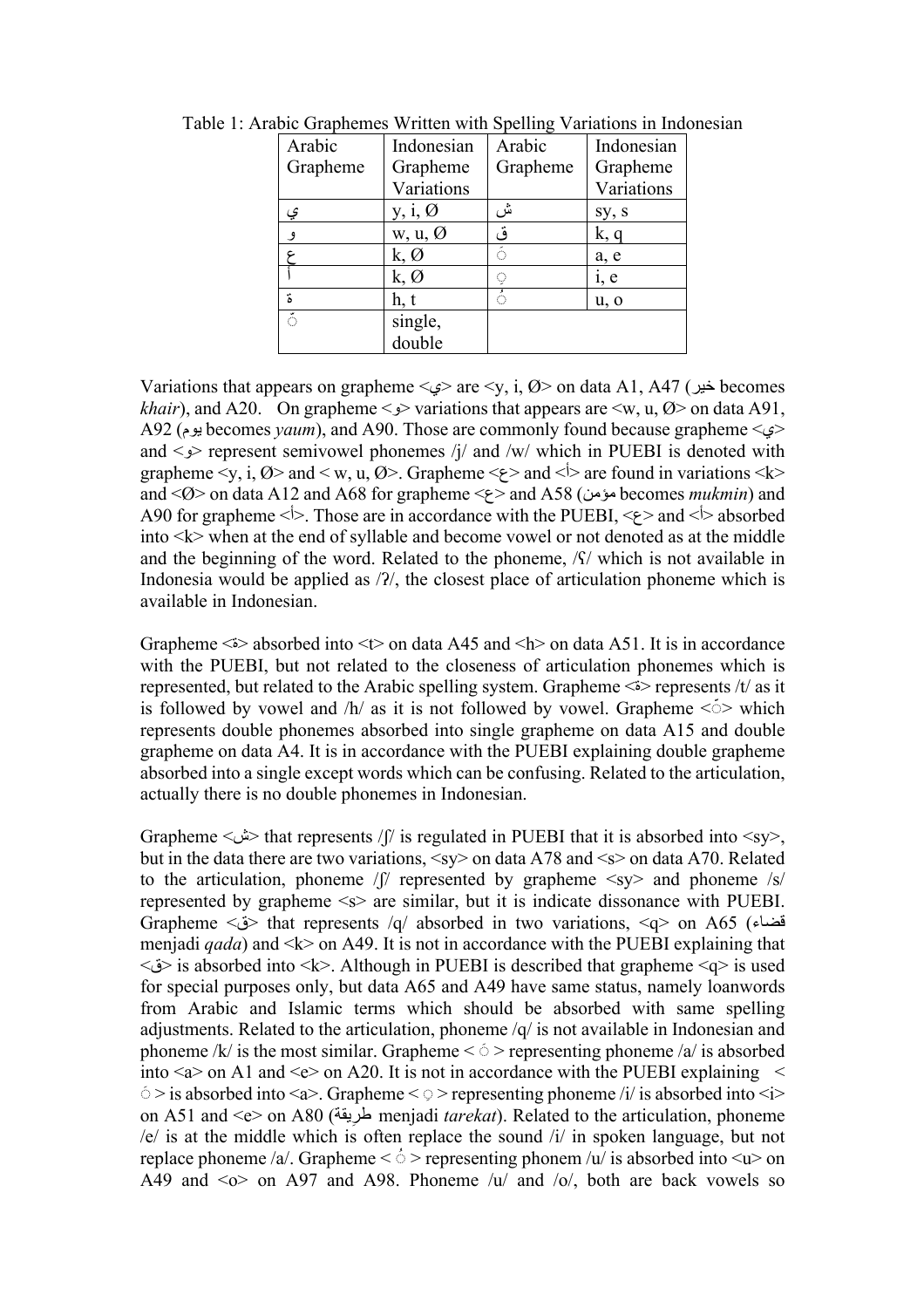Table 1: Arabic Graphemes Written with Spelling Variations in Indonesian

| Arabic Grapheme | Indonesian Grapheme Variations | Arabic Grapheme | Indonesian Grapheme Variations |
|---|---|---|---|
| ي | y, i, Ø | ش | sy, s |
| و | w, u, Ø | ق | k, q |
| ع | k, Ø | َ | a, e |
| أ | k, Ø | ِ | i, e |
| ة | h, t | ُ | u, o |
| ّ | single, double | | |

Variations that appears on grapheme <ي> are <y, i, Ø> on data A1, A47 (خير becomes *khair*), and A20. On grapheme <و> variations that appears are <w, u, Ø> on data A91, A92 (يوم becomes *yaum*), and A90. Those are commonly found because grapheme <ي> and <و> represent semivowel phonemes /j/ and /w/ which in PUEBI is denoted with grapheme <y, i, Ø> and < w, u, Ø>. Grapheme <ع> and <أ> are found in variations <k> and <Ø> on data A12 and A68 for grapheme <ع> and A58 (مؤمن becomes *mukmin*) and A90 for grapheme <أ>. Those are in accordance with the PUEBI, <ع> and <أ> absorbed into <k> when at the end of syllable and become vowel or not denoted as at the middle and the beginning of the word. Related to the phoneme, /ʕ/ which is not available in Indonesia would be applied as /ʔ/, the closest place of articulation phoneme which is available in Indonesian.

Grapheme <ة> absorbed into <t> on data A45 and <h> on data A51. It is in accordance with the PUEBI, but not related to the closeness of articulation phonemes which is represented, but related to the Arabic spelling system. Grapheme <ة> represents /t/ as it is followed by vowel and /h/ as it is not followed by vowel. Grapheme <ّ> which represents double phonemes absorbed into single grapheme on data A15 and double grapheme on data A4. It is in accordance with the PUEBI explaining double grapheme absorbed into a single except words which can be confusing. Related to the articulation, actually there is no double phonemes in Indonesian.

Grapheme <ش> that represents /ʃ/ is regulated in PUEBI that it is absorbed into <sy>, but in the data there are two variations, <sy> on data A78 and <s> on data A70. Related to the articulation, phoneme /ʃ/ represented by grapheme <sy> and phoneme /s/ represented by grapheme <s> are similar, but it is indicate dissonance with PUEBI. Grapheme <ق> that represents /q/ absorbed in two variations, <q> on A65 (قضاء menjadi *qada*) and <k> on A49. It is not in accordance with the PUEBI explaining that <ق> is absorbed into <k>. Although in PUEBI is described that grapheme <q> is used for special purposes only, but data A65 and A49 have same status, namely loanwords from Arabic and Islamic terms which should be absorbed with same spelling adjustments. Related to the articulation, phoneme /q/ is not available in Indonesian and phoneme /k/ is the most similar. Grapheme < َ > representing phoneme /a/ is absorbed into <a> on A1 and <e> on A20. It is not in accordance with the PUEBI explaining < َ > is absorbed into <a>. Grapheme < ِ > representing phoneme /i/ is absorbed into <i> on A51 and <e> on A80 (طريقة menjadi *tarekat*). Related to the articulation, phoneme /e/ is at the middle which is often replace the sound /i/ in spoken language, but not replace phoneme /a/. Grapheme < ُ > representing phonem /u/ is absorbed into <u> on A49 and <o> on A97 and A98. Phoneme /u/ and /o/, both are back vowels so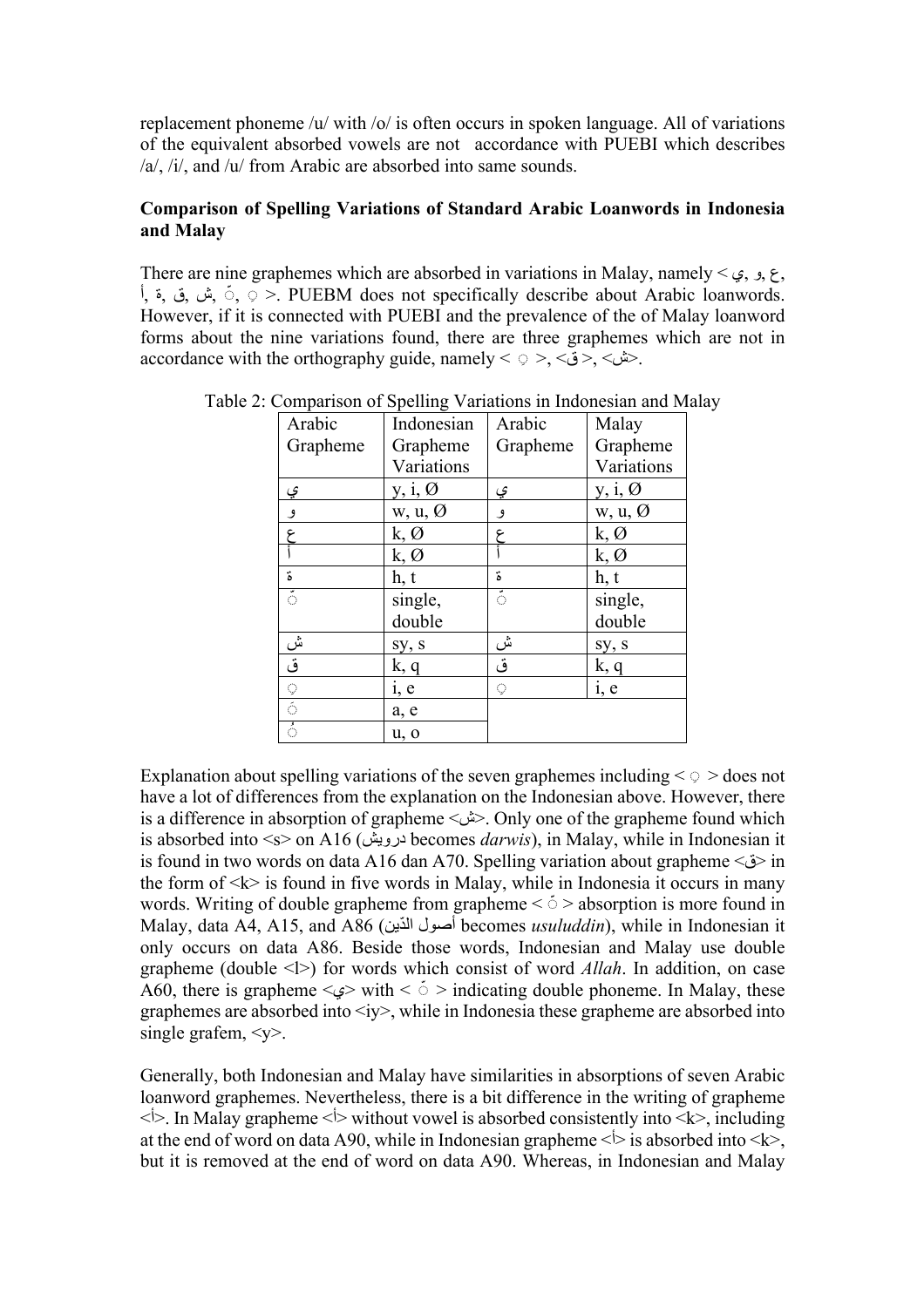replacement phoneme /u/ with /o/ is often occurs in spoken language. All of variations of the equivalent absorbed vowels are not accordance with PUEBI which describes /a/, /i/, and /u/ from Arabic are absorbed into same sounds.

**Comparison of Spelling Variations of Standard Arabic Loanwords in Indonesia and Malay**

There are nine graphemes which are absorbed in variations in Malay, namely < ي, و, ع, أ, ة, ق, ش, ّ, ِ >. PUEBM does not specifically describe about Arabic loanwords. However, if it is connected with PUEBI and the prevalence of the of Malay loanword forms about the nine variations found, there are three graphemes which are not in accordance with the orthography guide, namely < ِ >, <ق>, <ش>.

Table 2: Comparison of Spelling Variations in Indonesian and Malay

| Arabic Grapheme | Indonesian Grapheme Variations | Arabic Grapheme | Malay Grapheme Variations |
|---|---|---|---|
| ي | y, i, Ø | ي | y, i, Ø |
| و | w, u, Ø | و | w, u, Ø |
| ع | k, Ø | ع | k, Ø |
| أ | k, Ø | أ | k, Ø |
| ة | h, t | ة | h, t |
| ّ | single, double | ّ | single, double |
| ش | sy, s | ش | sy, s |
| ق | k, q | ق | k, q |
| ِ | i, e | ِ | i, e |
| َ | a, e | | |
| ُ | u, o | | |

Explanation about spelling variations of the seven graphemes including < ِ > does not have a lot of differences from the explanation on the Indonesian above. However, there is a difference in absorption of grapheme <ش>. Only one of the grapheme found which is absorbed into <s> on A16 (درويش becomes *darwis*), in Malay, while in Indonesian it is found in two words on data A16 dan A70. Spelling variation about grapheme <ق> in the form of <k> is found in five words in Malay, while in Indonesia it occurs in many words. Writing of double grapheme from grapheme < ّ > absorption is more found in Malay, data A4, A15, and A86 (أصول الدّين becomes *usuluddin*), while in Indonesian it only occurs on data A86. Beside those words, Indonesian and Malay use double grapheme (double <l>) for words which consist of word *Allah*. In addition, on case A60, there is grapheme <ي> with < ّ > indicating double phoneme. In Malay, these graphemes are absorbed into <iy>, while in Indonesia these grapheme are absorbed into single grafem, <y>.

Generally, both Indonesian and Malay have similarities in absorptions of seven Arabic loanword graphemes. Nevertheless, there is a bit difference in the writing of grapheme <أ>. In Malay grapheme <أ> without vowel is absorbed consistently into <k>, including at the end of word on data A90, while in Indonesian grapheme <أ> is absorbed into <k>, but it is removed at the end of word on data A90. Whereas, in Indonesian and Malay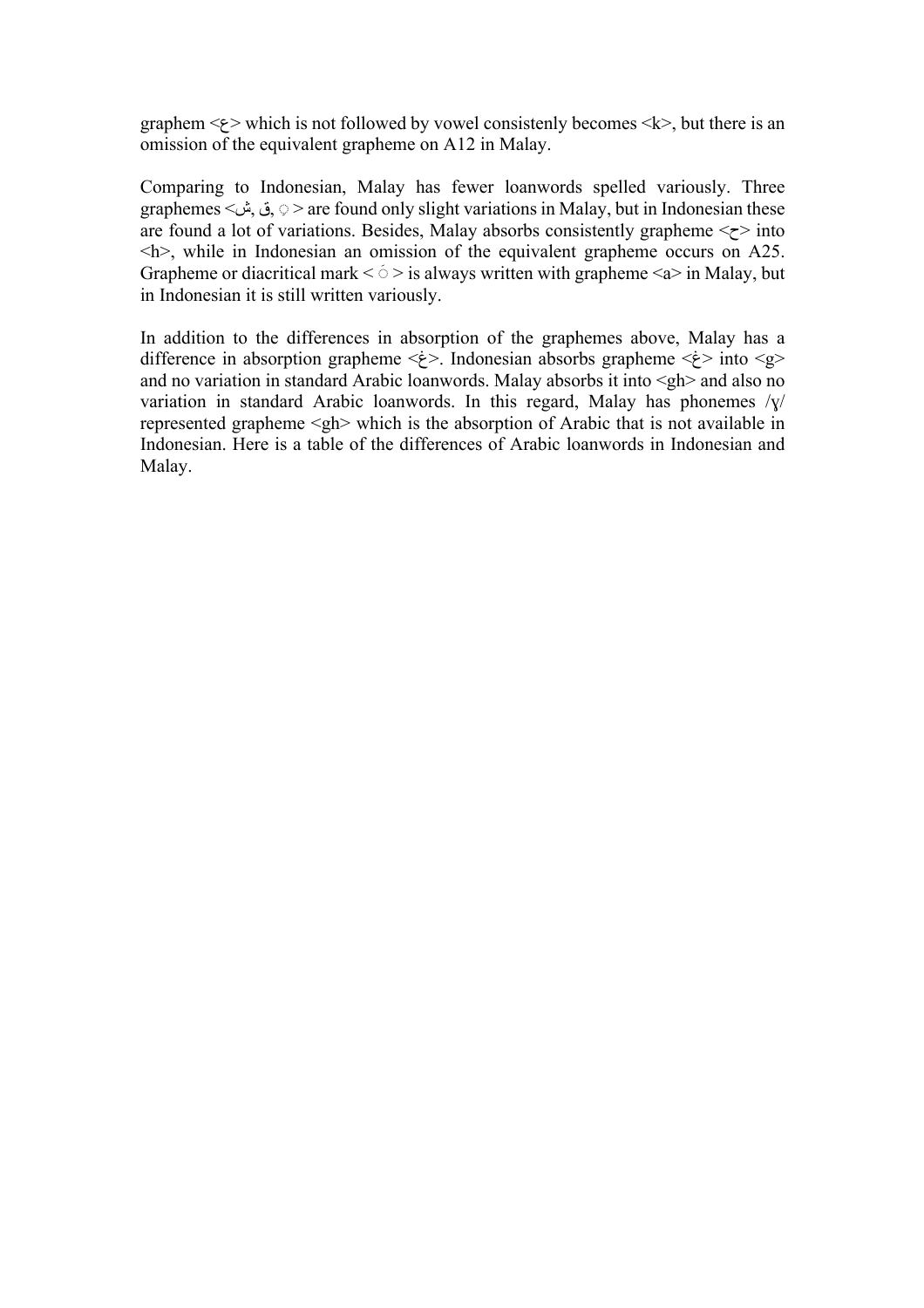graphem <ع> which is not followed by vowel consistenly becomes <k>, but there is an omission of the equivalent grapheme on A12 in Malay.

Comparing to Indonesian, Malay has fewer loanwords spelled variously. Three graphemes <ش, ق, ِ > are found only slight variations in Malay, but in Indonesian these are found a lot of variations. Besides, Malay absorbs consistently grapheme <ح> into <h>, while in Indonesian an omission of the equivalent grapheme occurs on A25. Grapheme or diacritical mark < َ > is always written with grapheme <a> in Malay, but in Indonesian it is still written variously.

In addition to the differences in absorption of the graphemes above, Malay has a difference in absorption grapheme <غ>. Indonesian absorbs grapheme <غ> into <g> and no variation in standard Arabic loanwords. Malay absorbs it into <gh> and also no variation in standard Arabic loanwords. In this regard, Malay has phonemes /ɣ/ represented grapheme <gh> which is the absorption of Arabic that is not available in Indonesian. Here is a table of the differences of Arabic loanwords in Indonesian and Malay.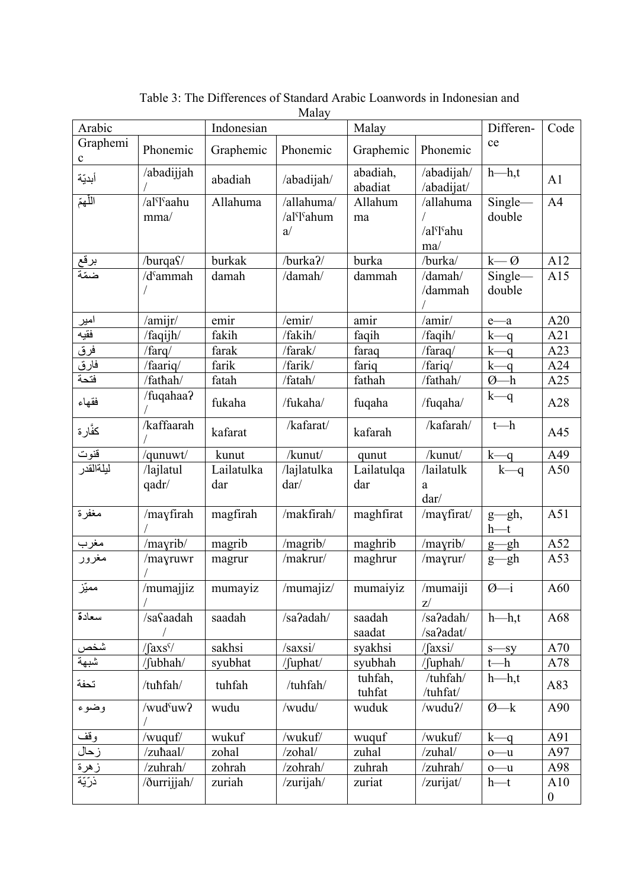Table 3: The Differences of Standard Arabic Loanwords in Indonesian and Malay

| Arabic | | Indonesian | | Malay | | Differen-ce | Code |
|---|---|---|---|---|---|---|---|
| Graphemic | Phonemic | Graphemic | Phonemic | Graphemic | Phonemic | | |
| أبديّة | /abadijjah/ | abadiah | /abadijah/ | abadiah, abadiat | /abadijah/ /abadijat/ | h—h,t | A1 |
| اللّهمّ | /alˤlˤaahumma/ | Allahuma | /allahuma/ /alˤlˤahuma/ | Allahumma | /allahuma/ /alˤlˤahuma/ | Single—double | A4 |
| برقع | /burqaʕ/ | burkak | /burkaʔ/ | burka | /burka/ | k— Ø | A12 |
| ضمّة | /dˤammah/ | damah | /damah/ | dammah | /damah/ /dammah/ | Single—double | A15 |
| امير | /amijr/ | emir | /emir/ | amir | /amir/ | e—a | A20 |
| فقيه | /faqijh/ | fakih | /fakih/ | faqih | /faqih/ | k—q | A21 |
| فرق | /farq/ | farak | /farak/ | faraq | /faraq/ | k—q | A23 |
| فارق | /faariq/ | farik | /farik/ | fariq | /fariq/ | k—q | A24 |
| فتحة | /fatħah/ | fatah | /fatah/ | fathah | /fathah/ | Ø—h | A25 |
| فقهاء | /fuqahaaʔ/ | fukaha | /fukaha/ | fuqaha | /fuqaha/ | k—q | A28 |
| كفّارة | /kaffaarah/ | kafarat | /kafarat/ | kafarah | /kafarah/ | t—h | A45 |
| قنوت | /qunuwt/ | kunut | /kunut/ | qunut | /kunut/ | k—q | A49 |
| ليلةالقدر | /lajlatul qadr/ | Lailatulkadar | /lajlatulkadar/ | Lailatulqadar | /lailatulkadar/ | k—q | A50 |
| مغفرة | /maɣfirah/ | magfirah | /makfirah/ | maghfirat | /maɣfirat/ | g—gh, h—t | A51 |
| مغرب | /maɣrib/ | magrib | /magrib/ | maghrib | /maɣrib/ | g—gh | A52 |
| مغرور | /maɣruwr/ | magrur | /makrur/ | maghrur | /maɣrur/ | g—gh | A53 |
| مميّز | /mumajjiz/ | mumayiz | /mumajiz/ | mumaiyiz | /mumaijiz/ | Ø—i | A60 |
| سعادة | /saʕaadah/ | saadah | /saʔadah/ | saadah saadat | /saʔadah/ /saʔadat/ | h—h,t | A68 |
| شخص | /ʃaxsˤ/ | sakhsi | /saxsi/ | syakhsi | /ʃaxsi/ | s—sy | A70 |
| شبهة | /ʃubhah/ | syubhat | /ʃuphat/ | syubhah | /ʃuphah/ | t—h | A78 |
| تحفة | /tuħfah/ | tuhfah | /tuhfah/ | tuhfah, tuhfat | /tuhfah/ /tuhfat/ | h—h,t | A83 |
| وضوء | /wudˤuwʔ/ | wudu | /wudu/ | wuduk | /wuduʔ/ | Ø—k | A90 |
| وقف | /wuquf/ | wukuf | /wukuf/ | wuquf | /wukuf/ | k—q | A91 |
| زحال | /zuħaal/ | zohal | /zohal/ | zuhal | /zuhal/ | o—u | A97 |
| زهرة | /zuhrah/ | zohrah | /zohrah/ | zuhrah | /zuhrah/ | o—u | A98 |
| ذرّيّة | /ðurrijjah/ | zuriah | /zurijah/ | zuriat | /zurijat/ | h—t | A100 |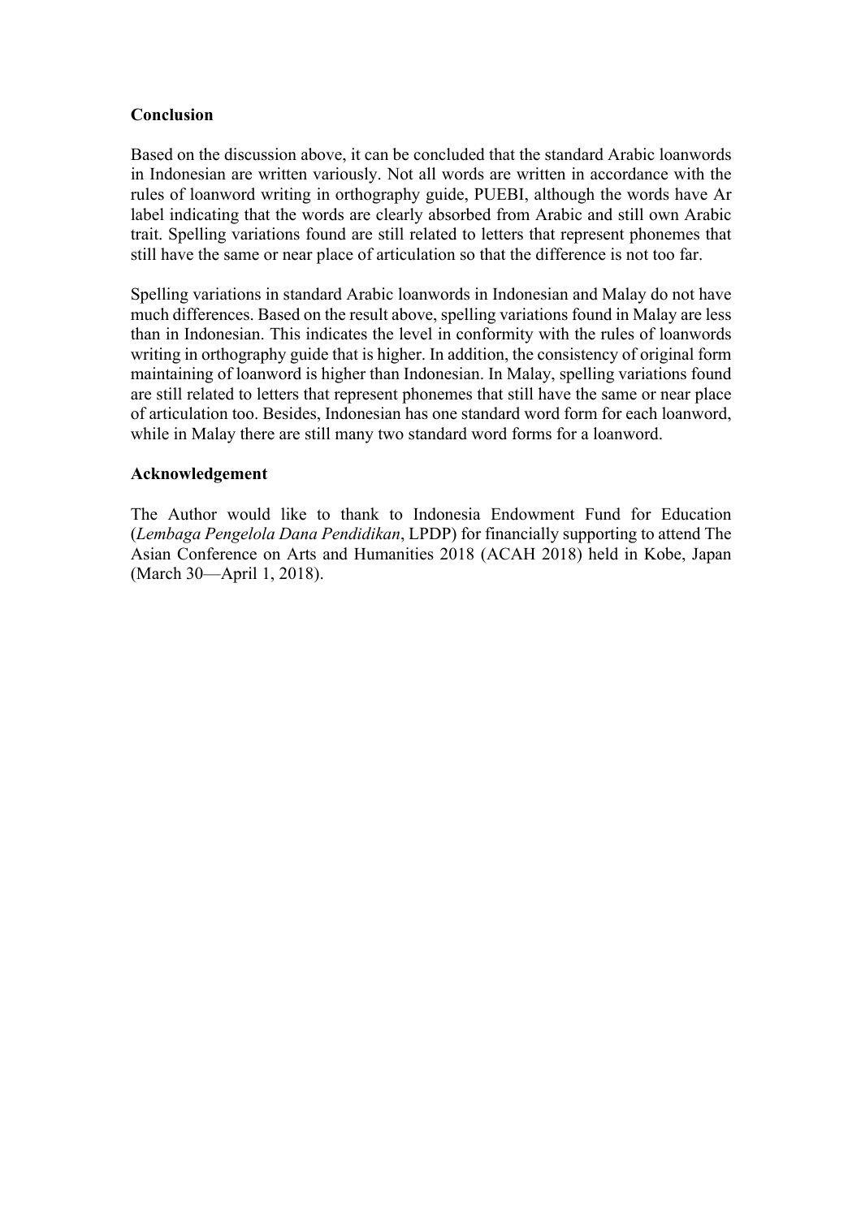## Conclusion

Based on the discussion above, it can be concluded that the standard Arabic loanwords in Indonesian are written variously. Not all words are written in accordance with the rules of loanword writing in orthography guide, PUEBI, although the words have Ar label indicating that the words are clearly absorbed from Arabic and still own Arabic trait. Spelling variations found are still related to letters that represent phonemes that still have the same or near place of articulation so that the difference is not too far.

Spelling variations in standard Arabic loanwords in Indonesian and Malay do not have much differences. Based on the result above, spelling variations found in Malay are less than in Indonesian. This indicates the level in conformity with the rules of loanwords writing in orthography guide that is higher. In addition, the consistency of original form maintaining of loanword is higher than Indonesian. In Malay, spelling variations found are still related to letters that represent phonemes that still have the same or near place of articulation too. Besides, Indonesian has one standard word form for each loanword, while in Malay there are still many two standard word forms for a loanword.

## Acknowledgement

The Author would like to thank to Indonesia Endowment Fund for Education (*Lembaga Pengelola Dana Pendidikan*, LPDP) for financially supporting to attend The Asian Conference on Arts and Humanities 2018 (ACAH 2018) held in Kobe, Japan (March 30—April 1, 2018).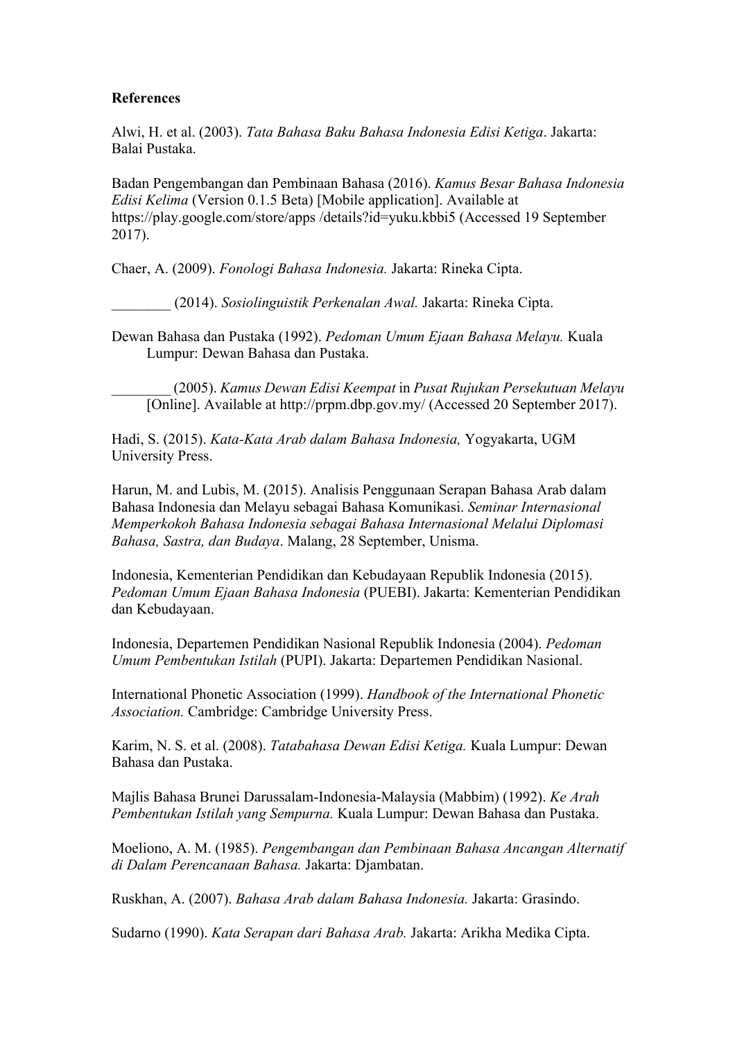**References**

Alwi, H. et al. (2003). *Tata Bahasa Baku Bahasa Indonesia Edisi Ketiga*. Jakarta: Balai Pustaka.

Badan Pengembangan dan Pembinaan Bahasa (2016). *Kamus Besar Bahasa Indonesia Edisi Kelima* (Version 0.1.5 Beta) [Mobile application]. Available at https://play.google.com/store/apps /details?id=yuku.kbbi5 (Accessed 19 September 2017).

Chaer, A. (2009). *Fonologi Bahasa Indonesia.* Jakarta: Rineka Cipta.

________ (2014). *Sosiolinguistik Perkenalan Awal.* Jakarta: Rineka Cipta.

Dewan Bahasa dan Pustaka (1992). *Pedoman Umum Ejaan Bahasa Melayu.* Kuala Lumpur: Dewan Bahasa dan Pustaka.

________ (2005). *Kamus Dewan Edisi Keempat* in *Pusat Rujukan Persekutuan Melayu* [Online]. Available at http://prpm.dbp.gov.my/ (Accessed 20 September 2017).

Hadi, S. (2015). *Kata-Kata Arab dalam Bahasa Indonesia,* Yogyakarta, UGM University Press.

Harun, M. and Lubis, M. (2015). Analisis Penggunaan Serapan Bahasa Arab dalam Bahasa Indonesia dan Melayu sebagai Bahasa Komunikasi. *Seminar Internasional Memperkokoh Bahasa Indonesia sebagai Bahasa Internasional Melalui Diplomasi Bahasa, Sastra, dan Budaya*. Malang, 28 September, Unisma.

Indonesia, Kementerian Pendidikan dan Kebudayaan Republik Indonesia (2015). *Pedoman Umum Ejaan Bahasa Indonesia* (PUEBI). Jakarta: Kementerian Pendidikan dan Kebudayaan.

Indonesia, Departemen Pendidikan Nasional Republik Indonesia (2004). *Pedoman Umum Pembentukan Istilah* (PUPI). Jakarta: Departemen Pendidikan Nasional.

International Phonetic Association (1999). *Handbook of the International Phonetic Association.* Cambridge: Cambridge University Press.

Karim, N. S. et al. (2008). *Tatabahasa Dewan Edisi Ketiga.* Kuala Lumpur: Dewan Bahasa dan Pustaka.

Majlis Bahasa Brunei Darussalam-Indonesia-Malaysia (Mabbim) (1992). *Ke Arah Pembentukan Istilah yang Sempurna.* Kuala Lumpur: Dewan Bahasa dan Pustaka.

Moeliono, A. M. (1985). *Pengembangan dan Pembinaan Bahasa Ancangan Alternatif di Dalam Perencanaan Bahasa.* Jakarta: Djambatan.

Ruskhan, A. (2007). *Bahasa Arab dalam Bahasa Indonesia.* Jakarta: Grasindo.

Sudarno (1990). *Kata Serapan dari Bahasa Arab.* Jakarta: Arikha Medika Cipta.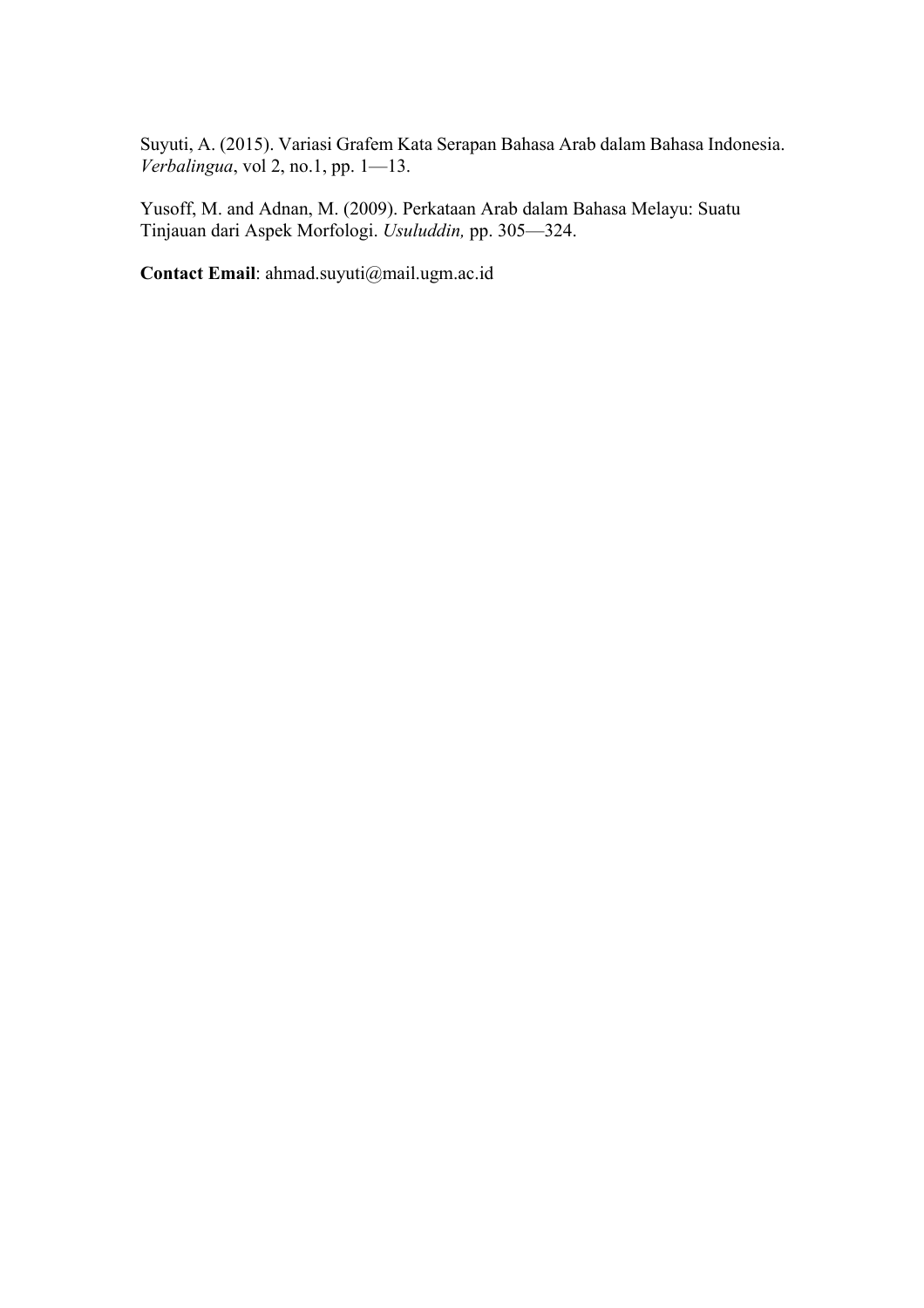Suyuti, A. (2015). Variasi Grafem Kata Serapan Bahasa Arab dalam Bahasa Indonesia. *Verbalingua*, vol 2, no.1, pp. 1—13.

Yusoff, M. and Adnan, M. (2009). Perkataan Arab dalam Bahasa Melayu: Suatu Tinjauan dari Aspek Morfologi. *Usuluddin,* pp. 305—324.

**Contact Email**: ahmad.suyuti@mail.ugm.ac.id